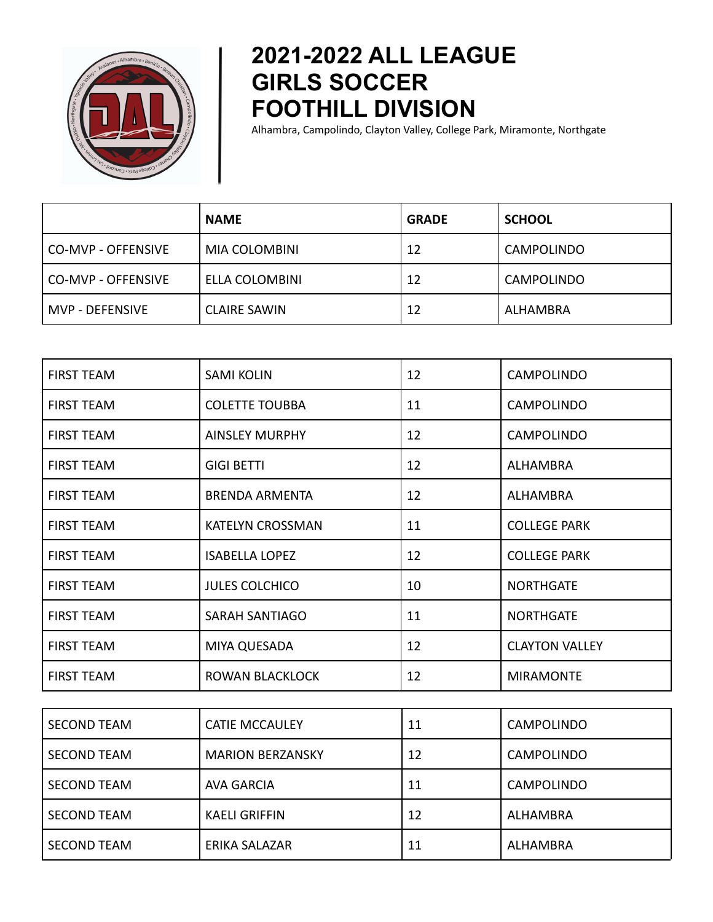# 2021-2022 ALL LEAGUE GIRLS SOCCER FOOTHILL DIVISION

Alhambra, Campolindo, Clayton Valley, College Park, Miramonte, Northgate

| | NAME | GRADE | SCHOOL |
|---|---|---|---|
| CO-MVP - OFFENSIVE | MIA COLOMBINI | 12 | CAMPOLINDO |
| CO-MVP - OFFENSIVE | ELLA COLOMBINI | 12 | CAMPOLINDO |
| MVP - DEFENSIVE | CLAIRE SAWIN | 12 | ALHAMBRA |

| | | | |
|---|---|---|---|
| FIRST TEAM | SAMI KOLIN | 12 | CAMPOLINDO |
| FIRST TEAM | COLETTE TOUBBA | 11 | CAMPOLINDO |
| FIRST TEAM | AINSLEY MURPHY | 12 | CAMPOLINDO |
| FIRST TEAM | GIGI BETTI | 12 | ALHAMBRA |
| FIRST TEAM | BRENDA ARMENTA | 12 | ALHAMBRA |
| FIRST TEAM | KATELYN CROSSMAN | 11 | COLLEGE PARK |
| FIRST TEAM | ISABELLA LOPEZ | 12 | COLLEGE PARK |
| FIRST TEAM | JULES COLCHICO | 10 | NORTHGATE |
| FIRST TEAM | SARAH SANTIAGO | 11 | NORTHGATE |
| FIRST TEAM | MIYA QUESADA | 12 | CLAYTON VALLEY |
| FIRST TEAM | ROWAN BLACKLOCK | 12 | MIRAMONTE |

| | | | |
|---|---|---|---|
| SECOND TEAM | CATIE MCCAULEY | 11 | CAMPOLINDO |
| SECOND TEAM | MARION BERZANSKY | 12 | CAMPOLINDO |
| SECOND TEAM | AVA GARCIA | 11 | CAMPOLINDO |
| SECOND TEAM | KAELI GRIFFIN | 12 | ALHAMBRA |
| SECOND TEAM | ERIKA SALAZAR | 11 | ALHAMBRA |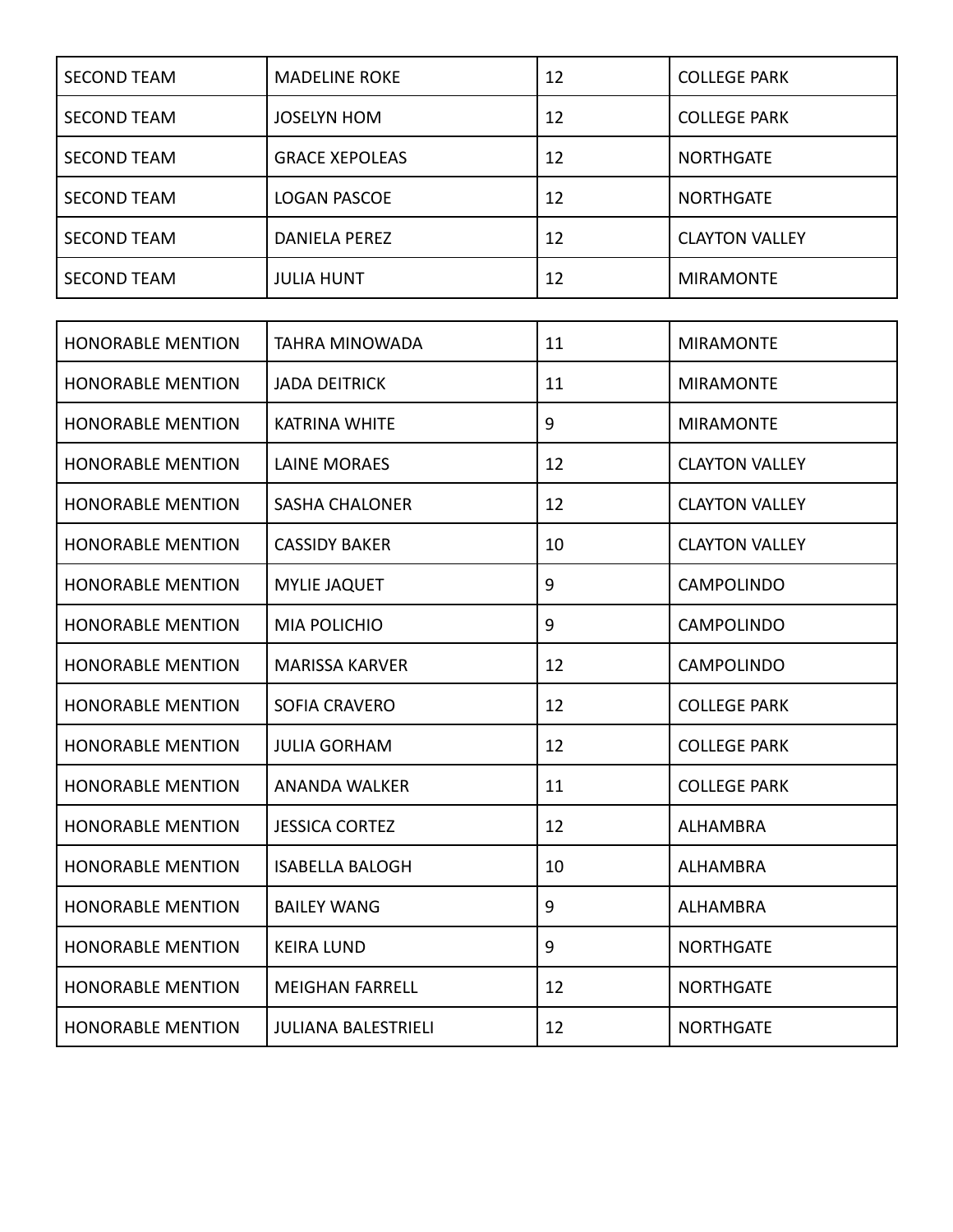| | | | |
|---|---|---|---|
| SECOND TEAM | MADELINE ROKE | 12 | COLLEGE PARK |
| SECOND TEAM | JOSELYN HOM | 12 | COLLEGE PARK |
| SECOND TEAM | GRACE XEPOLEAS | 12 | NORTHGATE |
| SECOND TEAM | LOGAN PASCOE | 12 | NORTHGATE |
| SECOND TEAM | DANIELA PEREZ | 12 | CLAYTON VALLEY |
| SECOND TEAM | JULIA HUNT | 12 | MIRAMONTE |

| | | | |
|---|---|---|---|
| HONORABLE MENTION | TAHRA MINOWADA | 11 | MIRAMONTE |
| HONORABLE MENTION | JADA DEITRICK | 11 | MIRAMONTE |
| HONORABLE MENTION | KATRINA WHITE | 9 | MIRAMONTE |
| HONORABLE MENTION | LAINE MORAES | 12 | CLAYTON VALLEY |
| HONORABLE MENTION | SASHA CHALONER | 12 | CLAYTON VALLEY |
| HONORABLE MENTION | CASSIDY BAKER | 10 | CLAYTON VALLEY |
| HONORABLE MENTION | MYLIE JAQUET | 9 | CAMPOLINDO |
| HONORABLE MENTION | MIA POLICHIO | 9 | CAMPOLINDO |
| HONORABLE MENTION | MARISSA KARVER | 12 | CAMPOLINDO |
| HONORABLE MENTION | SOFIA CRAVERO | 12 | COLLEGE PARK |
| HONORABLE MENTION | JULIA GORHAM | 12 | COLLEGE PARK |
| HONORABLE MENTION | ANANDA WALKER | 11 | COLLEGE PARK |
| HONORABLE MENTION | JESSICA CORTEZ | 12 | ALHAMBRA |
| HONORABLE MENTION | ISABELLA BALOGH | 10 | ALHAMBRA |
| HONORABLE MENTION | BAILEY WANG | 9 | ALHAMBRA |
| HONORABLE MENTION | KEIRA LUND | 9 | NORTHGATE |
| HONORABLE MENTION | MEIGHAN FARRELL | 12 | NORTHGATE |
| HONORABLE MENTION | JULIANA BALESTRIELI | 12 | NORTHGATE |